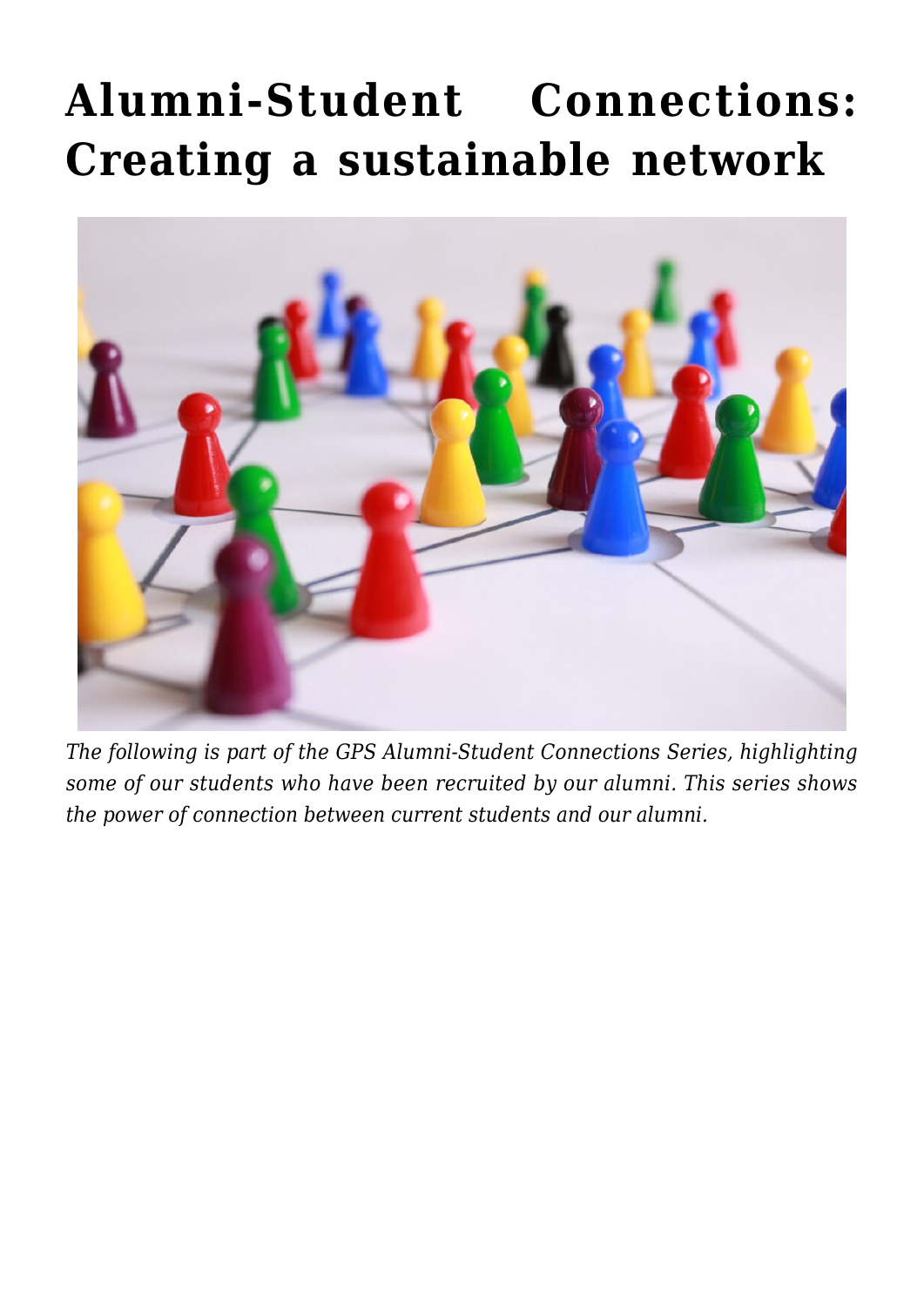# Alumni-Student Connections: Creating a sustainable network

*The following is part of the GPS Alumni-Student Connections Series, highlighting some of our students who have been recruited by our alumni. This series shows the power of connection between current students and our alumni.*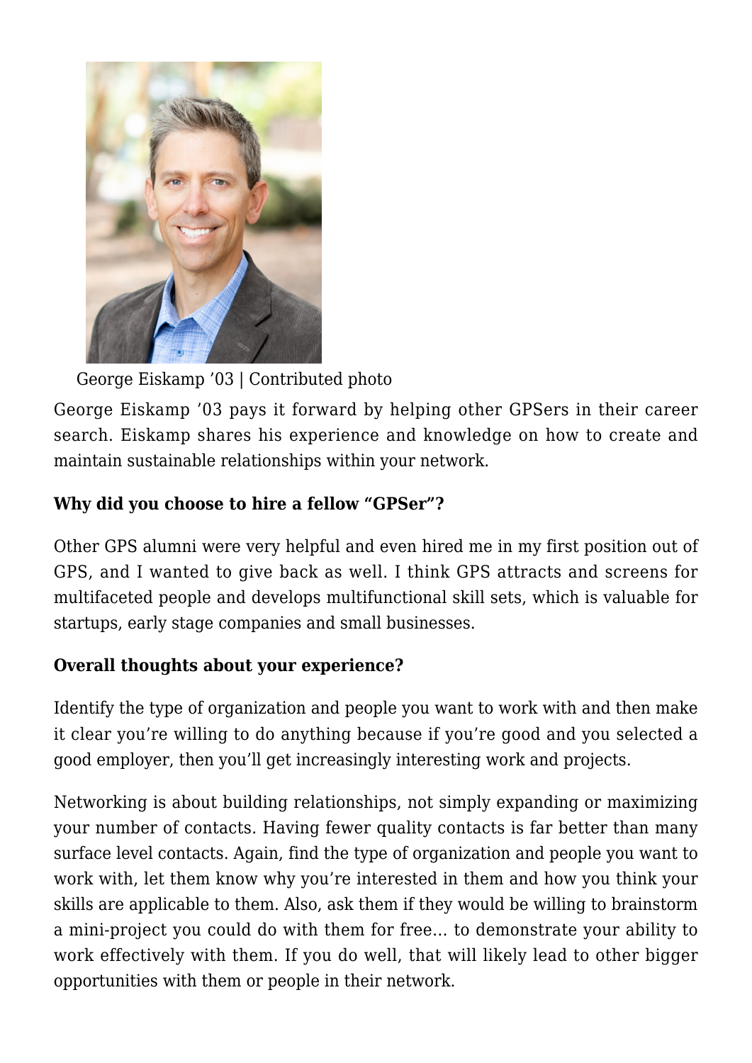George Eiskamp ’03 | Contributed photo

George Eiskamp ’03 pays it forward by helping other GPSers in their career search. Eiskamp shares his experience and knowledge on how to create and maintain sustainable relationships within your network.

**Why did you choose to hire a fellow “GPSer”?**

Other GPS alumni were very helpful and even hired me in my first position out of GPS, and I wanted to give back as well. I think GPS attracts and screens for multifaceted people and develops multifunctional skill sets, which is valuable for startups, early stage companies and small businesses.

**Overall thoughts about your experience?**

Identify the type of organization and people you want to work with and then make it clear you’re willing to do anything because if you’re good and you selected a good employer, then you’ll get increasingly interesting work and projects.

Networking is about building relationships, not simply expanding or maximizing your number of contacts. Having fewer quality contacts is far better than many surface level contacts. Again, find the type of organization and people you want to work with, let them know why you’re interested in them and how you think your skills are applicable to them. Also, ask them if they would be willing to brainstorm a mini-project you could do with them for free… to demonstrate your ability to work effectively with them. If you do well, that will likely lead to other bigger opportunities with them or people in their network.